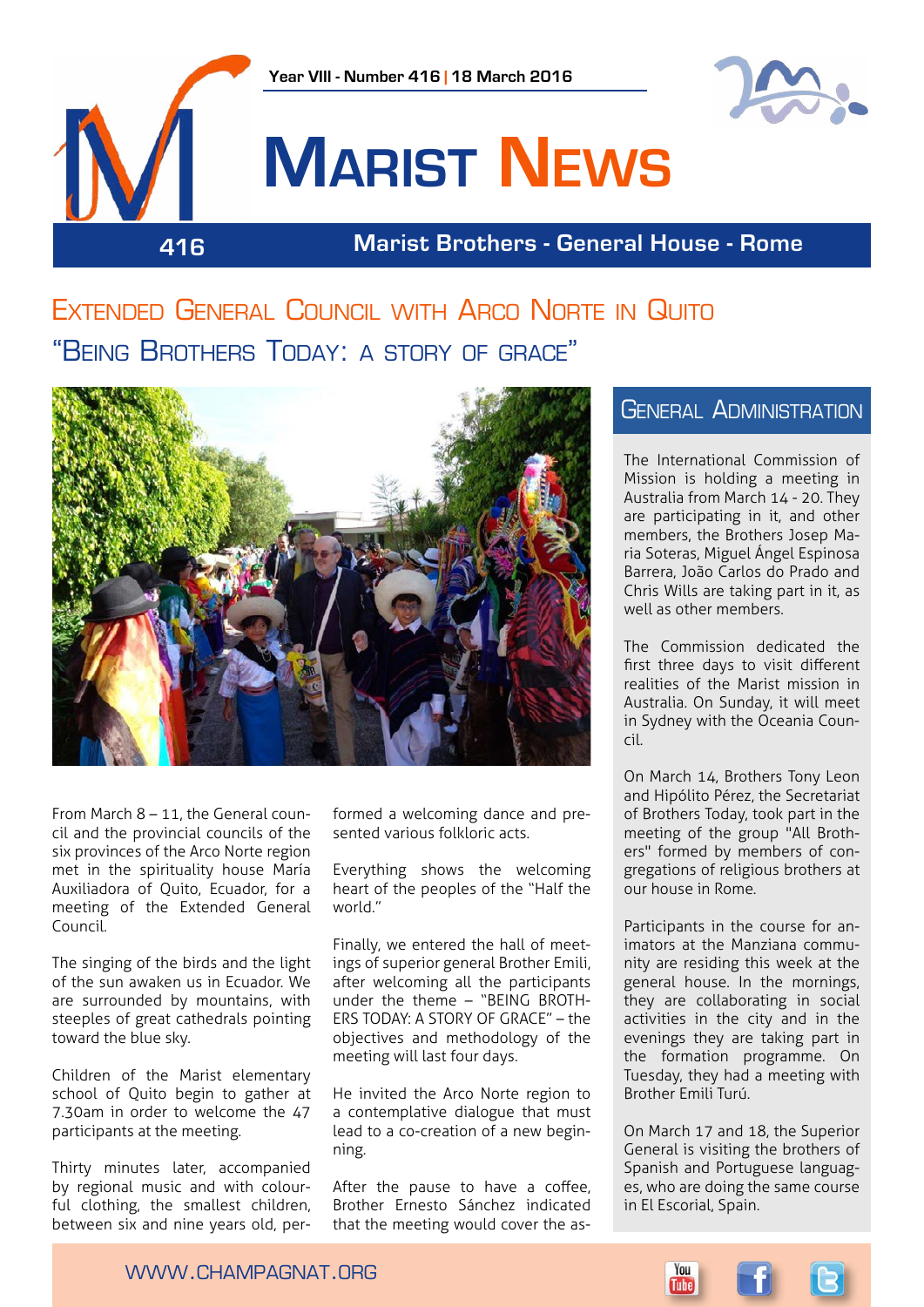Year VIII - Number 416 | 18 March 2016

# Marist News

Marist Brothers - General House - Rome

## Extended General Council with Arco Norte in Quito

## "Being Brothers Today: a story of grace"

From March 8 – 11, the General council and the provincial councils of the six provinces of the Arco Norte region met in the spirituality house María Auxiliadora of Quito, Ecuador, for a meeting of the Extended General Council.

The singing of the birds and the light of the sun awaken us in Ecuador. We are surrounded by mountains, with steeples of great cathedrals pointing toward the blue sky.

Children of the Marist elementary school of Quito begin to gather at 7.30am in order to welcome the 47 participants at the meeting.

Thirty minutes later, accompanied by regional music and with colourful clothing, the smallest children, between six and nine years old, performed a welcoming dance and presented various folkloric acts.

Everything shows the welcoming heart of the peoples of the "Half the world."

Finally, we entered the hall of meetings of superior general Brother Emili, after welcoming all the participants under the theme – "BEING BROTHERS TODAY: A STORY OF GRACE" – the objectives and methodology of the meeting will last four days.

He invited the Arco Norte region to a contemplative dialogue that must lead to a co-creation of a new beginning.

After the pause to have a coffee, Brother Ernesto Sánchez indicated that the meeting would cover the as-

## General Administration

The International Commission of Mission is holding a meeting in Australia from March 14 - 20. They are participating in it, and other members, the Brothers Josep Maria Soteras, Miguel Ángel Espinosa Barrera, João Carlos do Prado and Chris Wills are taking part in it, as well as other members.

The Commission dedicated the first three days to visit different realities of the Marist mission in Australia. On Sunday, it will meet in Sydney with the Oceania Council.

On March 14, Brothers Tony Leon and Hipólito Pérez, the Secretariat of Brothers Today, took part in the meeting of the group "All Brothers" formed by members of congregations of religious brothers at our house in Rome.

Participants in the course for animators at the Manziana community are residing this week at the general house. In the mornings, they are collaborating in social activities in the city and in the evenings they are taking part in the formation programme. On Tuesday, they had a meeting with Brother Emili Turú.

On March 17 and 18, the Superior General is visiting the brothers of Spanish and Portuguese languages, who are doing the same course in El Escorial, Spain.

WWW.CHAMPAGNAT.ORG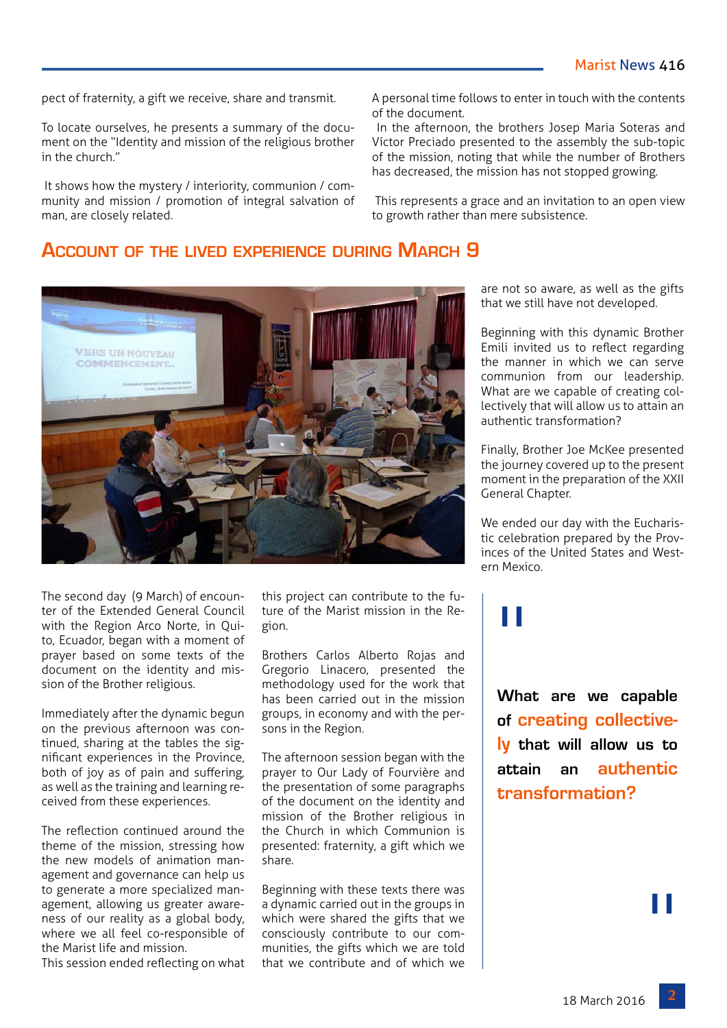pect of fraternity, a gift we receive, share and transmit.

To locate ourselves, he presents a summary of the document on the "Identity and mission of the religious brother in the church."

It shows how the mystery / interiority, communion / community and mission / promotion of integral salvation of man, are closely related.

A personal time follows to enter in touch with the contents of the document.

In the afternoon, the brothers Josep Maria Soteras and Víctor Preciado presented to the assembly the sub-topic of the mission, noting that while the number of Brothers has decreased, the mission has not stopped growing.

This represents a grace and an invitation to an open view to growth rather than mere subsistence.

## Account of the lived experience during March 9

The second day (9 March) of encounter of the Extended General Council with the Region Arco Norte, in Quito, Ecuador, began with a moment of prayer based on some texts of the document on the identity and mission of the Brother religious.

Immediately after the dynamic begun on the previous afternoon was continued, sharing at the tables the significant experiences in the Province, both of joy as of pain and suffering, as well as the training and learning received from these experiences.

The reflection continued around the theme of the mission, stressing how the new models of animation management and governance can help us to generate a more specialized management, allowing us greater awareness of our reality as a global body, where we all feel co-responsible of the Marist life and mission.
This session ended reflecting on what this project can contribute to the future of the Marist mission in the Region.

Brothers Carlos Alberto Rojas and Gregorio Linacero, presented the methodology used for the work that has been carried out in the mission groups, in economy and with the persons in the Region.

The afternoon session began with the prayer to Our Lady of Fourvière and the presentation of some paragraphs of the document on the identity and mission of the Brother religious in the Church in which Communion is presented: fraternity, a gift which we share.

Beginning with these texts there was a dynamic carried out in the groups in which were shared the gifts that we consciously contribute to our communities, the gifts which we are told that we contribute and of which we are not so aware, as well as the gifts that we still have not developed.

Beginning with this dynamic Brother Emili invited us to reflect regarding the manner in which we can serve communion from our leadership. What are we capable of creating collectively that will allow us to attain an authentic transformation?

Finally, Brother Joe McKee presented the journey covered up to the present moment in the preparation of the XXII General Chapter.

We ended our day with the Eucharistic celebration prepared by the Provinces of the United States and Western Mexico.

> **What are we capable of creating collectively that will allow us to attain an authentic transformation?**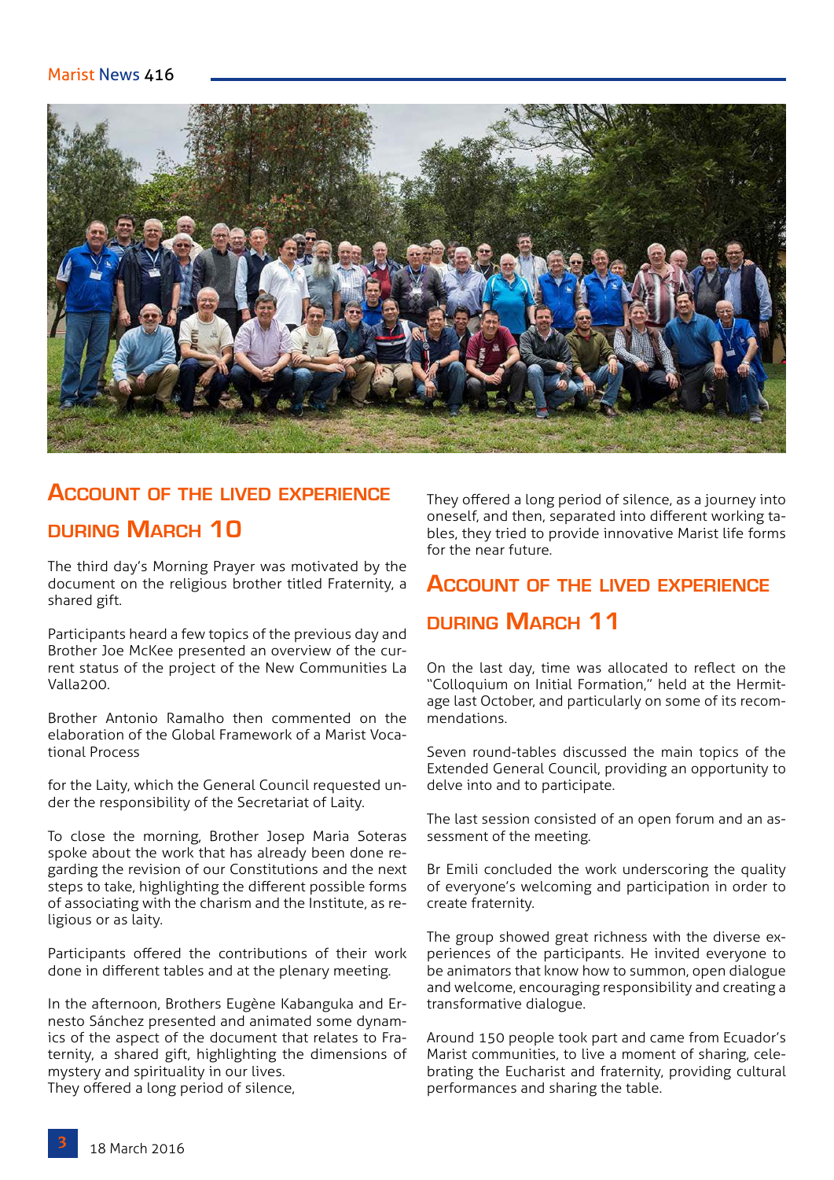## Account of the lived experience during March 10

The third day's Morning Prayer was motivated by the document on the religious brother titled Fraternity, a shared gift.

Participants heard a few topics of the previous day and Brother Joe McKee presented an overview of the current status of the project of the New Communities La Valla200.

Brother Antonio Ramalho then commented on the elaboration of the Global Framework of a Marist Vocational Process

for the Laity, which the General Council requested under the responsibility of the Secretariat of Laity.

To close the morning, Brother Josep Maria Soteras spoke about the work that has already been done regarding the revision of our Constitutions and the next steps to take, highlighting the different possible forms of associating with the charism and the Institute, as religious or as laity.

Participants offered the contributions of their work done in different tables and at the plenary meeting.

In the afternoon, Brothers Eugène Kabanguka and Ernesto Sánchez presented and animated some dynamics of the aspect of the document that relates to Fraternity, a shared gift, highlighting the dimensions of mystery and spirituality in our lives.
They offered a long period of silence,

They offered a long period of silence, as a journey into oneself, and then, separated into different working tables, they tried to provide innovative Marist life forms for the near future.

## Account of the lived experience during March 11

On the last day, time was allocated to reflect on the "Colloquium on Initial Formation," held at the Hermitage last October, and particularly on some of its recommendations.

Seven round-tables discussed the main topics of the Extended General Council, providing an opportunity to delve into and to participate.

The last session consisted of an open forum and an assessment of the meeting.

Br Emili concluded the work underscoring the quality of everyone's welcoming and participation in order to create fraternity.

The group showed great richness with the diverse experiences of the participants. He invited everyone to be animators that know how to summon, open dialogue and welcome, encouraging responsibility and creating a transformative dialogue.

Around 150 people took part and came from Ecuador's Marist communities, to live a moment of sharing, celebrating the Eucharist and fraternity, providing cultural performances and sharing the table.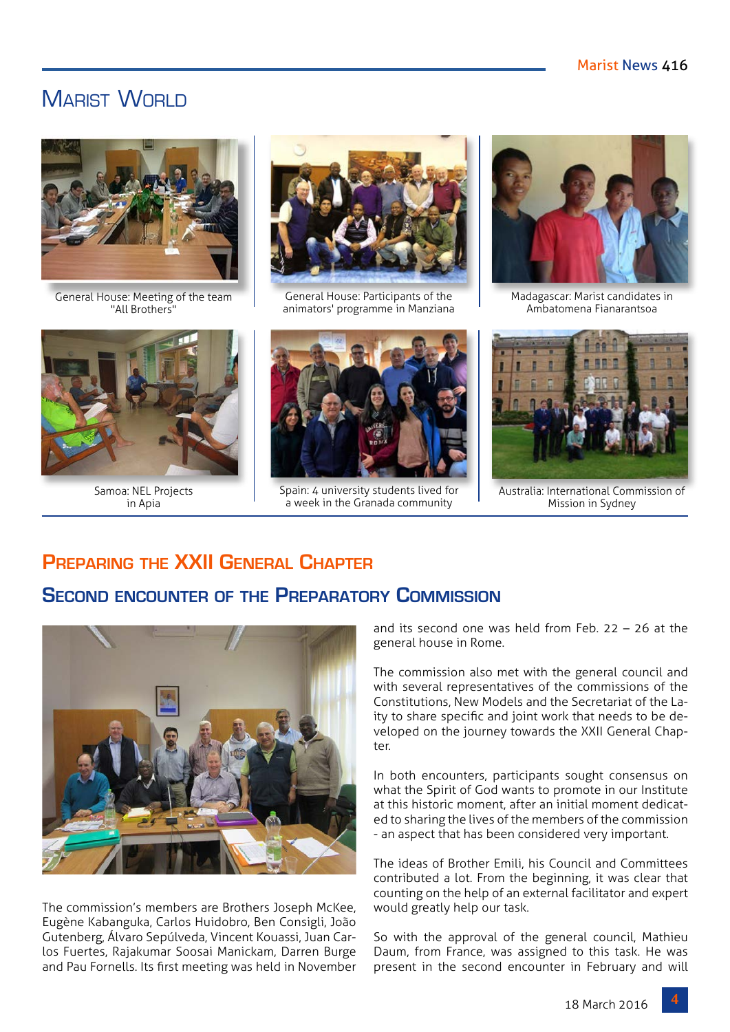# Marist World

General House: Meeting of the team "All Brothers"

General House: Participants of the animators' programme in Manziana

Madagascar: Marist candidates in Ambatomena Fianarantsoa

Samoa: NEL Projects in Apia

Spain: 4 university students lived for a week in the Granada community

Australia: International Commission of Mission in Sydney

## Preparing the XXII General Chapter

## Second encounter of the Preparatory Commission

The commission's members are Brothers Joseph McKee, Eugène Kabanguka, Carlos Huidobro, Ben Consigli, João Gutenberg, Álvaro Sepúlveda, Vincent Kouassi, Juan Carlos Fuertes, Rajakumar Soosai Manickam, Darren Burge and Pau Fornells. Its first meeting was held in November and its second one was held from Feb. 22 – 26 at the general house in Rome.

The commission also met with the general council and with several representatives of the commissions of the Constitutions, New Models and the Secretariat of the Laity to share specific and joint work that needs to be developed on the journey towards the XXII General Chapter.

In both encounters, participants sought consensus on what the Spirit of God wants to promote in our Institute at this historic moment, after an initial moment dedicated to sharing the lives of the members of the commission - an aspect that has been considered very important.

The ideas of Brother Emili, his Council and Committees contributed a lot. From the beginning, it was clear that counting on the help of an external facilitator and expert would greatly help our task.

So with the approval of the general council, Mathieu Daum, from France, was assigned to this task. He was present in the second encounter in February and will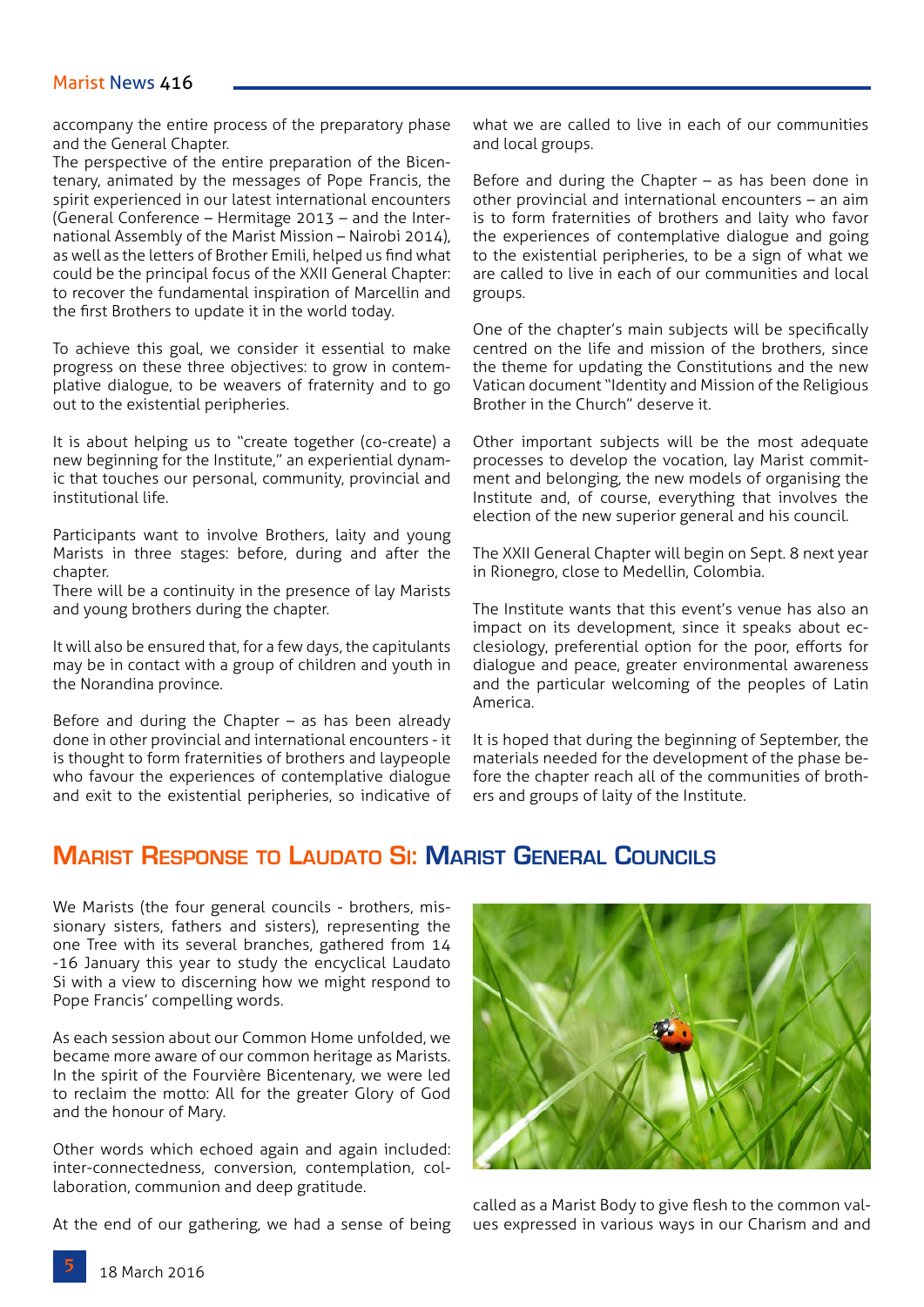accompany the entire process of the preparatory phase and the General Chapter.
The perspective of the entire preparation of the Bicentenary, animated by the messages of Pope Francis, the spirit experienced in our latest international encounters (General Conference – Hermitage 2013 – and the International Assembly of the Marist Mission – Nairobi 2014), as well as the letters of Brother Emili, helped us find what could be the principal focus of the XXII General Chapter: to recover the fundamental inspiration of Marcellin and the first Brothers to update it in the world today.

To achieve this goal, we consider it essential to make progress on these three objectives: to grow in contemplative dialogue, to be weavers of fraternity and to go out to the existential peripheries.

It is about helping us to "create together (co-create) a new beginning for the Institute," an experiential dynamic that touches our personal, community, provincial and institutional life.

Participants want to involve Brothers, laity and young Marists in three stages: before, during and after the chapter.
There will be a continuity in the presence of lay Marists and young brothers during the chapter.

It will also be ensured that, for a few days, the capitulants may be in contact with a group of children and youth in the Norandina province.

Before and during the Chapter – as has been already done in other provincial and international encounters - it is thought to form fraternities of brothers and laypeople who favour the experiences of contemplative dialogue and exit to the existential peripheries, so indicative of what we are called to live in each of our communities and local groups.

Before and during the Chapter – as has been done in other provincial and international encounters – an aim is to form fraternities of brothers and laity who favor the experiences of contemplative dialogue and going to the existential peripheries, to be a sign of what we are called to live in each of our communities and local groups.

One of the chapter's main subjects will be specifically centred on the life and mission of the brothers, since the theme for updating the Constitutions and the new Vatican document "Identity and Mission of the Religious Brother in the Church" deserve it.

Other important subjects will be the most adequate processes to develop the vocation, lay Marist commitment and belonging, the new models of organising the Institute and, of course, everything that involves the election of the new superior general and his council.

The XXII General Chapter will begin on Sept. 8 next year in Rionegro, close to Medellin, Colombia.

The Institute wants that this event's venue has also an impact on its development, since it speaks about ecclesiology, preferential option for the poor, efforts for dialogue and peace, greater environmental awareness and the particular welcoming of the peoples of Latin America.

It is hoped that during the beginning of September, the materials needed for the development of the phase before the chapter reach all of the communities of brothers and groups of laity of the Institute.

## Marist Response to Laudato Si: Marist General Councils

We Marists (the four general councils - brothers, missionary sisters, fathers and sisters), representing the one Tree with its several branches, gathered from 14 -16 January this year to study the encyclical Laudato Si with a view to discerning how we might respond to Pope Francis' compelling words.

As each session about our Common Home unfolded, we became more aware of our common heritage as Marists. In the spirit of the Fourvière Bicentenary, we were led to reclaim the motto: All for the greater Glory of God and the honour of Mary.

Other words which echoed again and again included: inter-connectedness, conversion, contemplation, collaboration, communion and deep gratitude.

At the end of our gathering, we had a sense of being called as a Marist Body to give flesh to the common values expressed in various ways in our Charism and and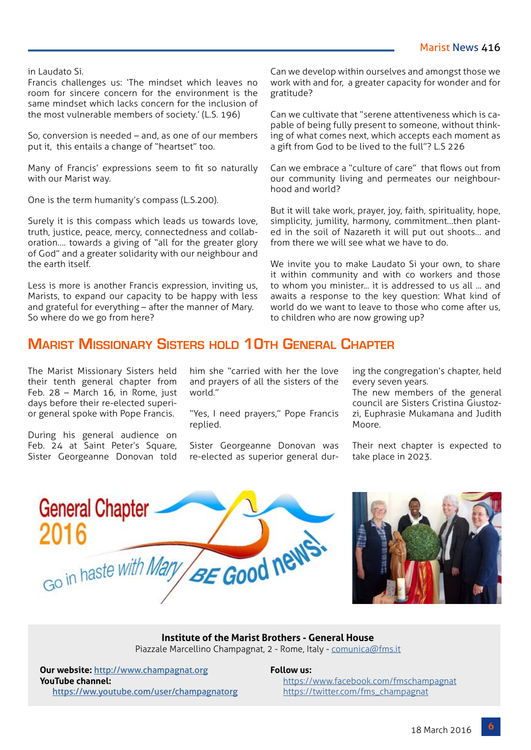in Laudato Si.

Francis challenges us: 'The mindset which leaves no room for sincere concern for the environment is the same mindset which lacks concern for the inclusion of the most vulnerable members of society.' (L.S. 196)

So, conversion is needed – and, as one of our members put it, this entails a change of "heartset" too.

Many of Francis' expressions seem to fit so naturally with our Marist way.

One is the term humanity's compass (L.S.200).

Surely it is this compass which leads us towards love, truth, justice, peace, mercy, connectedness and collaboration…. towards a giving of "all for the greater glory of God" and a greater solidarity with our neighbour and the earth itself.

Less is more is another Francis expression, inviting us, Marists, to expand our capacity to be happy with less and grateful for everything – after the manner of Mary. So where do we go from here?

Can we develop within ourselves and amongst those we work with and for, a greater capacity for wonder and for gratitude?

Can we cultivate that "serene attentiveness which is capable of being fully present to someone, without thinking of what comes next, which accepts each moment as a gift from God to be lived to the full"? L.S 226

Can we embrace a "culture of care" that flows out from our community living and permeates our neighbourhood and world?

But it will take work, prayer, joy, faith, spirituality, hope, simplicity, jumility, harmony, commitment…then planted in the soil of Nazareth it will put out shoots… and from there we will see what we have to do.

We invite you to make Laudato Si your own, to share it within community and with co workers and those to whom you minister… it is addressed to us all … and awaits a response to the key question: What kind of world do we want to leave to those who come after us, to children who are now growing up?

## Marist Missionary Sisters hold 10th General Chapter

The Marist Missionary Sisters held their tenth general chapter from Feb. 28 – March 16, in Rome, just days before their re-elected superior general spoke with Pope Francis.

During his general audience on Feb. 24 at Saint Peter's Square, Sister Georgeanne Donovan told him she "carried with her the love and prayers of all the sisters of the world."

"Yes, I need prayers," Pope Francis replied.

Sister Georgeanne Donovan was re-elected as superior general during the congregation's chapter, held every seven years.

The new members of the general council are Sisters Cristina Giustozzi, Euphrasie Mukamana and Judith Moore.

Their next chapter is expected to take place in 2023.

General Chapter 2016

Go in haste with Mary BE Good news!

**Institute of the Marist Brothers - General House**
Piazzale Marcellino Champagnat, 2 - Rome, Italy - comunica@fms.it

**Our website:** http://www.champagnat.org
**YouTube channel:**
https://ww.youtube.com/user/champagnatorg

**Follow us:**
https://www.facebook.com/fmschampagnat
https://twitter.com/fms_champagnat

18 March 2016